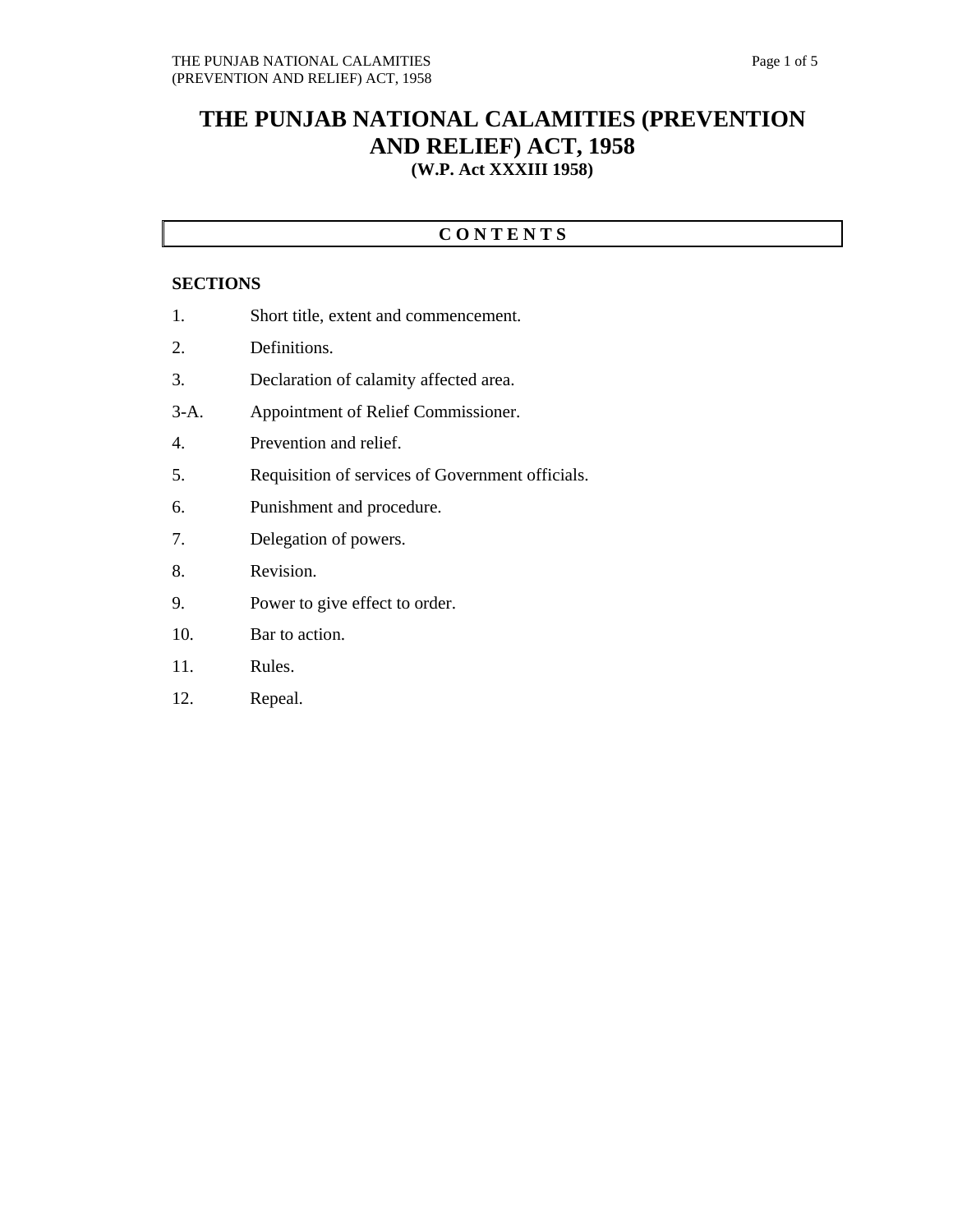# THE PUNJAB NATIONAL CALAMITIES (PREVENTION AND RELIEF) ACT, 1958

**(W.P. Act XXXIII 1958)**

## C O N T E N T S

**SECTIONS**

| | |
|---|---|
| 1. | Short title, extent and commencement. |
| 2. | Definitions. |
| 3. | Declaration of calamity affected area. |
| 3-A. | Appointment of Relief Commissioner. |
| 4. | Prevention and relief. |
| 5. | Requisition of services of Government officials. |
| 6. | Punishment and procedure. |
| 7. | Delegation of powers. |
| 8. | Revision. |
| 9. | Power to give effect to order. |
| 10. | Bar to action. |
| 11. | Rules. |
| 12. | Repeal. |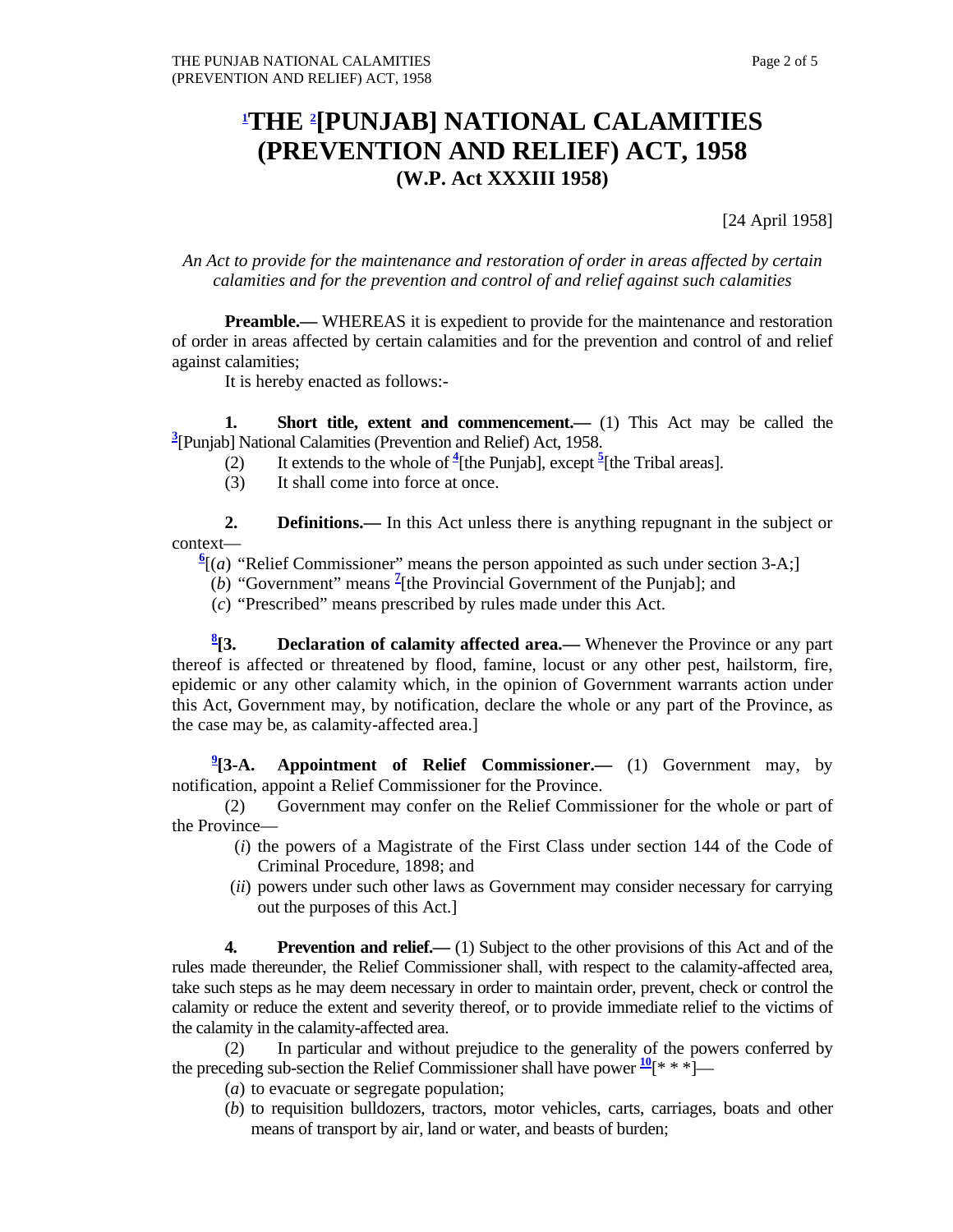# [1]THE [2][PUNJAB] NATIONAL CALAMITIES (PREVENTION AND RELIEF) ACT, 1958

## (W.P. Act XXXIII 1958)

[24 April 1958]

*An Act to provide for the maintenance and restoration of order in areas affected by certain calamities and for the prevention and control of and relief against such calamities*

**Preamble.—** WHEREAS it is expedient to provide for the maintenance and restoration of order in areas affected by certain calamities and for the prevention and control of and relief against calamities;

It is hereby enacted as follows:-

**1. Short title, extent and commencement.—** (1) This Act may be called the [3][Punjab] National Calamities (Prevention and Relief) Act, 1958.

(2) It extends to the whole of [4][the Punjab], except [5][the Tribal areas].

(3) It shall come into force at once.

**2. Definitions.—** In this Act unless there is anything repugnant in the subject or context—

[6][(*a*) "Relief Commissioner" means the person appointed as such under section 3-A;]

(*b*) "Government" means [7][the Provincial Government of the Punjab]; and

(*c*) "Prescribed" means prescribed by rules made under this Act.

[8]**[3. Declaration of calamity affected area.—** Whenever the Province or any part thereof is affected or threatened by flood, famine, locust or any other pest, hailstorm, fire, epidemic or any other calamity which, in the opinion of Government warrants action under this Act, Government may, by notification, declare the whole or any part of the Province, as the case may be, as calamity-affected area.]

[9]**[3-A. Appointment of Relief Commissioner.—** (1) Government may, by notification, appoint a Relief Commissioner for the Province.

(2) Government may confer on the Relief Commissioner for the whole or part of the Province—

(*i*) the powers of a Magistrate of the First Class under section 144 of the Code of Criminal Procedure, 1898; and

(*ii*) powers under such other laws as Government may consider necessary for carrying out the purposes of this Act.]

**4. Prevention and relief.—** (1) Subject to the other provisions of this Act and of the rules made thereunder, the Relief Commissioner shall, with respect to the calamity-affected area, take such steps as he may deem necessary in order to maintain order, prevent, check or control the calamity or reduce the extent and severity thereof, or to provide immediate relief to the victims of the calamity in the calamity-affected area.

(2) In particular and without prejudice to the generality of the powers conferred by the preceding sub-section the Relief Commissioner shall have power [10][* * *]—

(*a*) to evacuate or segregate population;

(*b*) to requisition bulldozers, tractors, motor vehicles, carts, carriages, boats and other means of transport by air, land or water, and beasts of burden;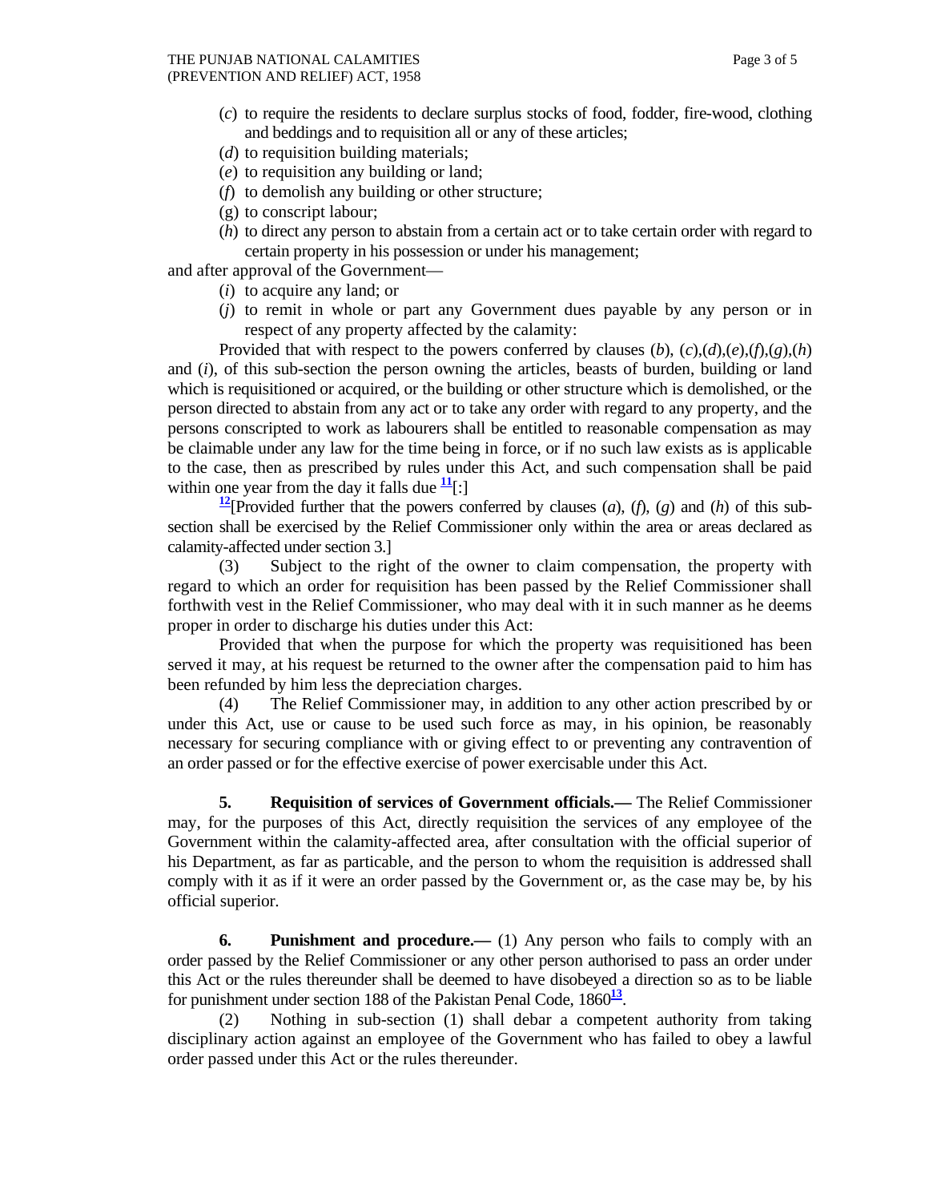(*c*) to require the residents to declare surplus stocks of food, fodder, fire-wood, clothing and beddings and to requisition all or any of these articles;

(*d*) to requisition building materials;

(*e*) to requisition any building or land;

(*f*) to demolish any building or other structure;

(g) to conscript labour;

(*h*) to direct any person to abstain from a certain act or to take certain order with regard to certain property in his possession or under his management;

and after approval of the Government—

(*i*) to acquire any land; or

(*j*) to remit in whole or part any Government dues payable by any person or in respect of any property affected by the calamity:

Provided that with respect to the powers conferred by clauses (*b*), (*c*),(*d*),(*e*),(*f*),(*g*),(*h*) and (*i*), of this sub-section the person owning the articles, beasts of burden, building or land which is requisitioned or acquired, or the building or other structure which is demolished, or the person directed to abstain from any act or to take any order with regard to any property, and the persons conscripted to work as labourers shall be entitled to reasonable compensation as may be claimable under any law for the time being in force, or if no such law exists as is applicable to the case, then as prescribed by rules under this Act, and such compensation shall be paid within one year from the day it falls due [11][:]

[12][Provided further that the powers conferred by clauses (*a*), (*f*), (*g*) and (*h*) of this sub-section shall be exercised by the Relief Commissioner only within the area or areas declared as calamity-affected under section 3.]

(3) Subject to the right of the owner to claim compensation, the property with regard to which an order for requisition has been passed by the Relief Commissioner shall forthwith vest in the Relief Commissioner, who may deal with it in such manner as he deems proper in order to discharge his duties under this Act:

Provided that when the purpose for which the property was requisitioned has been served it may, at his request be returned to the owner after the compensation paid to him has been refunded by him less the depreciation charges.

(4) The Relief Commissioner may, in addition to any other action prescribed by or under this Act, use or cause to be used such force as may, in his opinion, be reasonably necessary for securing compliance with or giving effect to or preventing any contravention of an order passed or for the effective exercise of power exercisable under this Act.

**5. Requisition of services of Government officials.—** The Relief Commissioner may, for the purposes of this Act, directly requisition the services of any employee of the Government within the calamity-affected area, after consultation with the official superior of his Department, as far as particable, and the person to whom the requisition is addressed shall comply with it as if it were an order passed by the Government or, as the case may be, by his official superior.

**6. Punishment and procedure.—** (1) Any person who fails to comply with an order passed by the Relief Commissioner or any other person authorised to pass an order under this Act or the rules thereunder shall be deemed to have disobeyed a direction so as to be liable for punishment under section 188 of the Pakistan Penal Code, 1860[13].

(2) Nothing in sub-section (1) shall debar a competent authority from taking disciplinary action against an employee of the Government who has failed to obey a lawful order passed under this Act or the rules thereunder.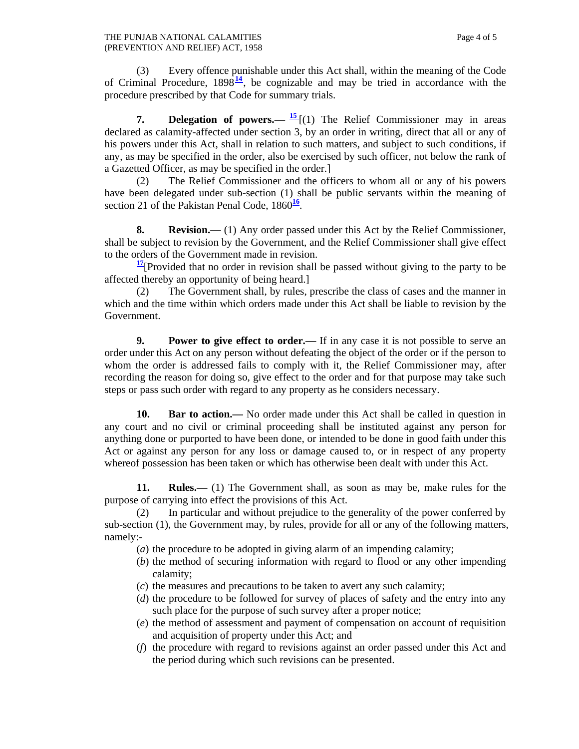(3) Every offence punishable under this Act shall, within the meaning of the Code of Criminal Procedure, 1898[14], be cognizable and may be tried in accordance with the procedure prescribed by that Code for summary trials.

**7. Delegation of powers.—** [15][(1) The Relief Commissioner may in areas declared as calamity-affected under section 3, by an order in writing, direct that all or any of his powers under this Act, shall in relation to such matters, and subject to such conditions, if any, as may be specified in the order, also be exercised by such officer, not below the rank of a Gazetted Officer, as may be specified in the order.]

(2) The Relief Commissioner and the officers to whom all or any of his powers have been delegated under sub-section (1) shall be public servants within the meaning of section 21 of the Pakistan Penal Code, 1860[16].

**8. Revision.—** (1) Any order passed under this Act by the Relief Commissioner, shall be subject to revision by the Government, and the Relief Commissioner shall give effect to the orders of the Government made in revision.

[17][Provided that no order in revision shall be passed without giving to the party to be affected thereby an opportunity of being heard.]

(2) The Government shall, by rules, prescribe the class of cases and the manner in which and the time within which orders made under this Act shall be liable to revision by the Government.

**9. Power to give effect to order.—** If in any case it is not possible to serve an order under this Act on any person without defeating the object of the order or if the person to whom the order is addressed fails to comply with it, the Relief Commissioner may, after recording the reason for doing so, give effect to the order and for that purpose may take such steps or pass such order with regard to any property as he considers necessary.

**10. Bar to action.—** No order made under this Act shall be called in question in any court and no civil or criminal proceeding shall be instituted against any person for anything done or purported to have been done, or intended to be done in good faith under this Act or against any person for any loss or damage caused to, or in respect of any property whereof possession has been taken or which has otherwise been dealt with under this Act.

**11. Rules.—** (1) The Government shall, as soon as may be, make rules for the purpose of carrying into effect the provisions of this Act.

(2) In particular and without prejudice to the generality of the power conferred by sub-section (1), the Government may, by rules, provide for all or any of the following matters, namely:-

(*a*) the procedure to be adopted in giving alarm of an impending calamity;

(*b*) the method of securing information with regard to flood or any other impending calamity;

(*c*) the measures and precautions to be taken to avert any such calamity;

(*d*) the procedure to be followed for survey of places of safety and the entry into any such place for the purpose of such survey after a proper notice;

(*e*) the method of assessment and payment of compensation on account of requisition and acquisition of property under this Act; and

(*f*) the procedure with regard to revisions against an order passed under this Act and the period during which such revisions can be presented.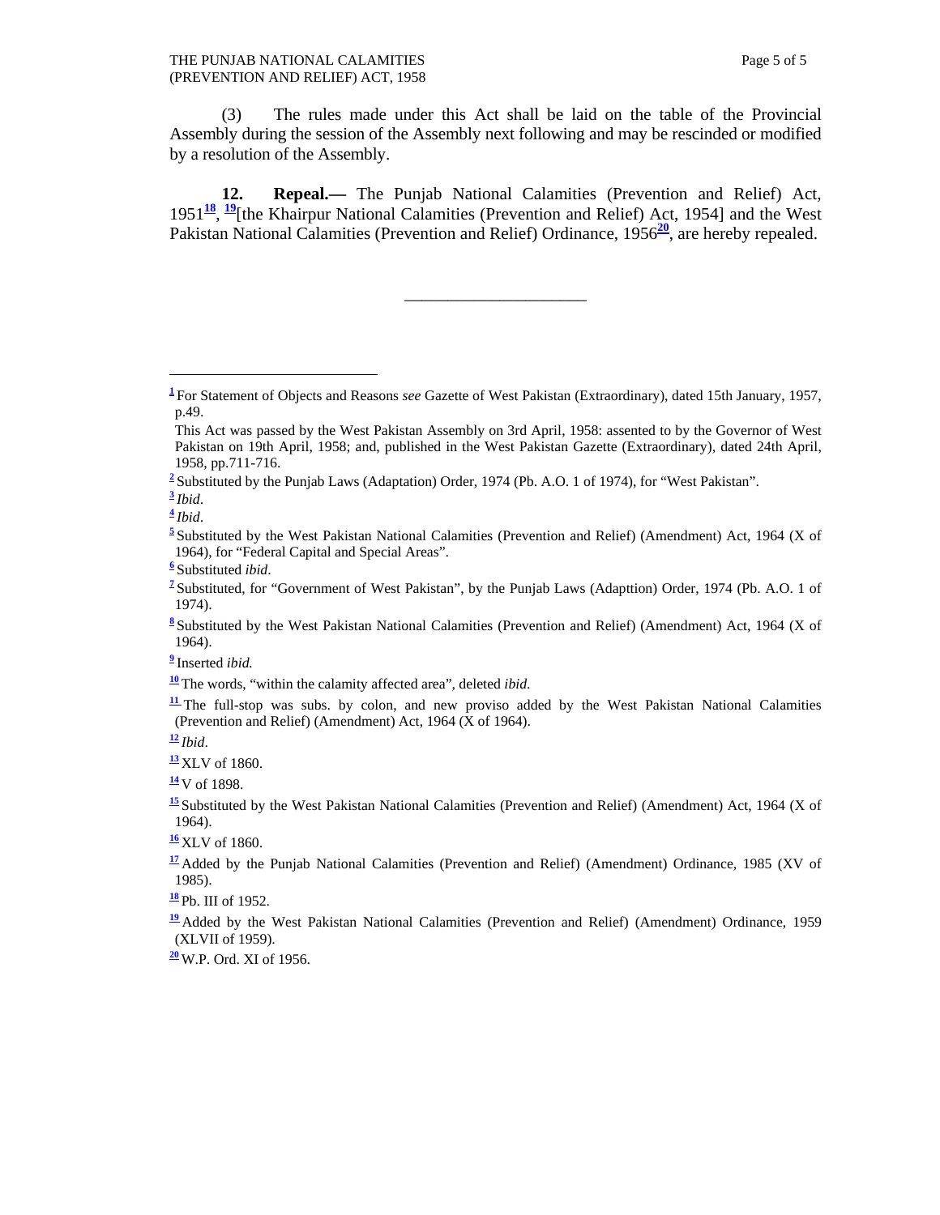(3) The rules made under this Act shall be laid on the table of the Provincial Assembly during the session of the Assembly next following and may be rescinded or modified by a resolution of the Assembly.

**12. Repeal.—** The Punjab National Calamities (Prevention and Relief) Act, 1951[18], [19][the Khairpur National Calamities (Prevention and Relief) Act, 1954] and the West Pakistan National Calamities (Prevention and Relief) Ordinance, 1956[20], are hereby repealed.

---

[1] For Statement of Objects and Reasons *see* Gazette of West Pakistan (Extraordinary), dated 15th January, 1957, p.49.

This Act was passed by the West Pakistan Assembly on 3rd April, 1958: assented to by the Governor of West Pakistan on 19th April, 1958; and, published in the West Pakistan Gazette (Extraordinary), dated 24th April, 1958, pp.711-716.

[2] Substituted by the Punjab Laws (Adaptation) Order, 1974 (Pb. A.O. 1 of 1974), for "West Pakistan".

[3] *Ibid*.

[4] *Ibid*.

[5] Substituted by the West Pakistan National Calamities (Prevention and Relief) (Amendment) Act, 1964 (X of 1964), for "Federal Capital and Special Areas".

[6] Substituted *ibid*.

[7] Substituted, for "Government of West Pakistan", by the Punjab Laws (Adapttion) Order, 1974 (Pb. A.O. 1 of 1974).

[8] Substituted by the West Pakistan National Calamities (Prevention and Relief) (Amendment) Act, 1964 (X of 1964).

[9] Inserted *ibid.*

[10] The words, "within the calamity affected area", deleted *ibid.*

[11] The full-stop was subs. by colon, and new proviso added by the West Pakistan National Calamities (Prevention and Relief) (Amendment) Act, 1964 (X of 1964).

[12] *Ibid*.

[13] XLV of 1860.

[14] V of 1898.

[15] Substituted by the West Pakistan National Calamities (Prevention and Relief) (Amendment) Act, 1964 (X of 1964).

[16] XLV of 1860.

[17] Added by the Punjab National Calamities (Prevention and Relief) (Amendment) Ordinance, 1985 (XV of 1985).

[18] Pb. III of 1952.

[19] Added by the West Pakistan National Calamities (Prevention and Relief) (Amendment) Ordinance, 1959 (XLVII of 1959).

[20] W.P. Ord. XI of 1956.